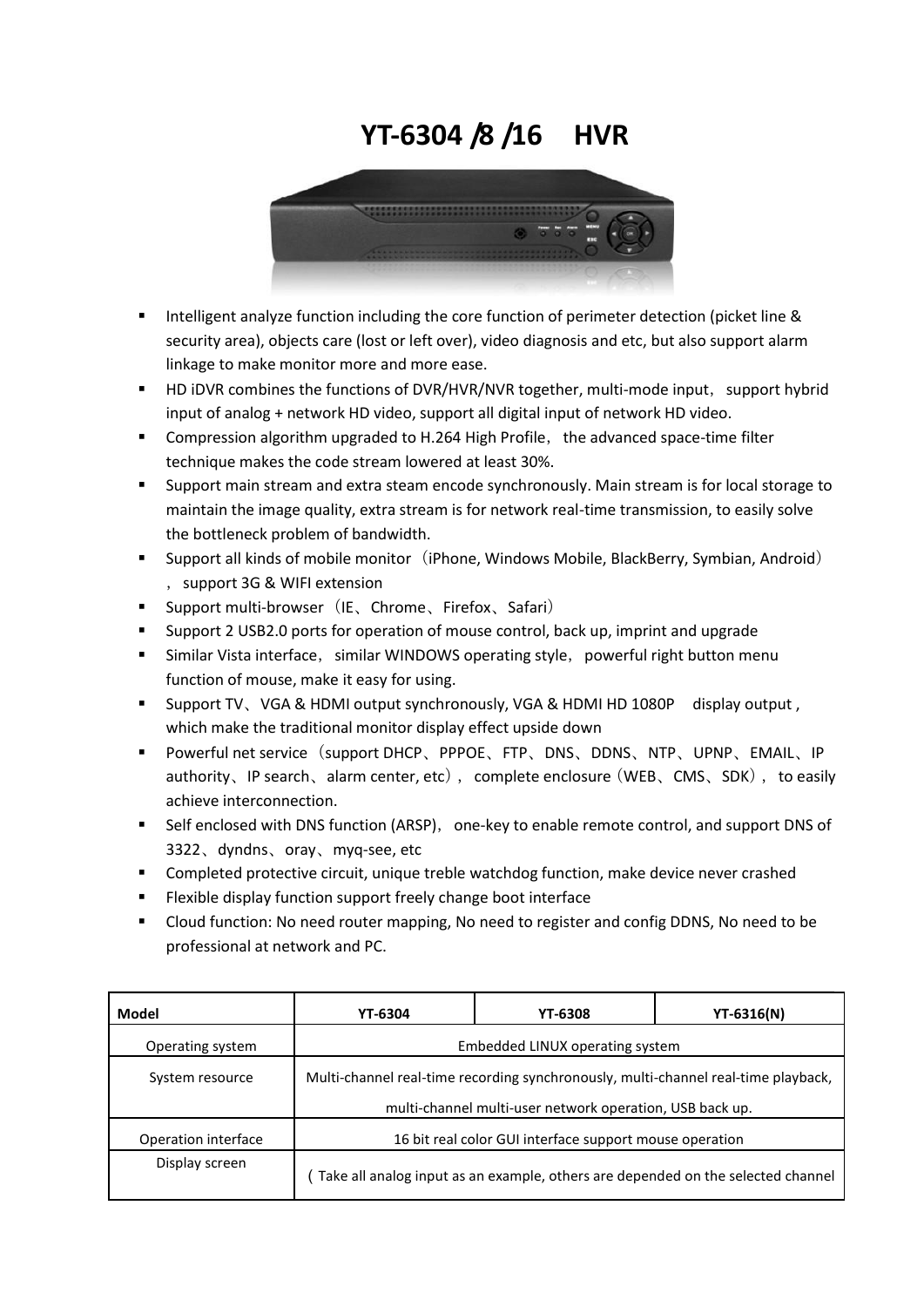# YT-6304 /8 /16 HVR

- Intelligent analyze function including the core function of perimeter detection (picket line & security area), objects care (lost or left over), video diagnosis and etc, but also support alarm linkage to make monitor more and more ease.
- HD iDVR combines the functions of DVR/HVR/NVR together, multi-mode input， support hybrid input of analog + network HD video, support all digital input of network HD video.
- Compression algorithm upgraded to H.264 High Profile， the advanced space-time filter technique makes the code stream lowered at least 30%.
- Support main stream and extra steam encode synchronously. Main stream is for local storage to maintain the image quality, extra stream is for network real-time transmission, to easily solve the bottleneck problem of bandwidth.
- Support all kinds of mobile monitor（iPhone, Windows Mobile, BlackBerry, Symbian, Android），support 3G & WIFI extension
- Support multi-browser（IE、Chrome、Firefox、Safari）
- Support 2 USB2.0 ports for operation of mouse control, back up, imprint and upgrade
- Similar Vista interface，similar WINDOWS operating style，powerful right button menu function of mouse, make it easy for using.
- Support TV、VGA & HDMI output synchronously, VGA & HDMI HD 1080P display output , which make the traditional monitor display effect upside down
- Powerful net service（support DHCP、PPPOE、FTP、DNS、DDNS、NTP、UPNP、EMAIL、IP authority、IP search、alarm center, etc），complete enclosure（WEB、CMS、SDK），to easily achieve interconnection.
- Self enclosed with DNS function (ARSP)，one-key to enable remote control, and support DNS of 3322、dyndns、oray、myq-see, etc
- Completed protective circuit, unique treble watchdog function, make device never crashed
- Flexible display function support freely change boot interface
- Cloud function: No need router mapping, No need to register and config DDNS, No need to be professional at network and PC.

| Model | YT-6304 | YT-6308 | YT-6316(N) |
|---|---|---|---|
| Operating system | Embedded LINUX operating system | | |
| System resource | Multi-channel real-time recording synchronously, multi-channel real-time playback, multi-channel multi-user network operation, USB back up. | | |
| Operation interface | 16 bit real color GUI interface support mouse operation | | |
| Display screen | ( Take all analog input as an example, others are depended on the selected channel | | |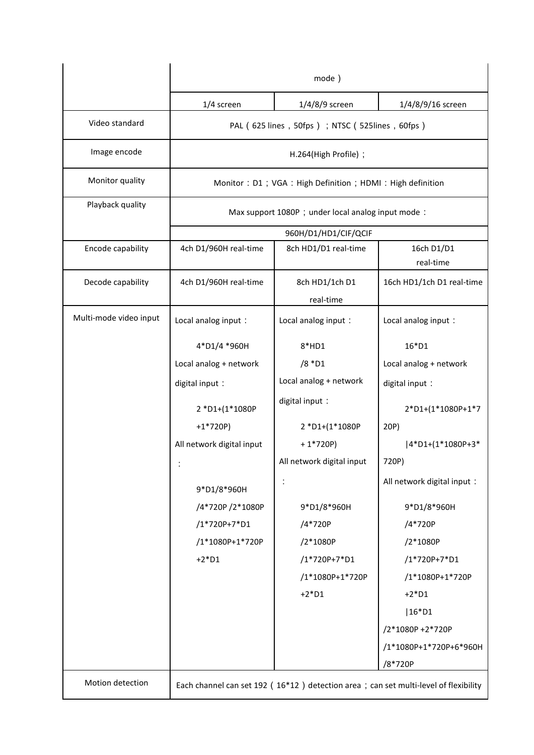| | mode ） | | |
|---|---|---|---|
| | 1/4 screen | 1/4/8/9 screen | 1/4/8/9/16 screen |
| Video standard | PAL（625 lines，50fps）；NTSC（525lines，60fps） | | |
| Image encode | H.264(High Profile)； | | |
| Monitor quality | Monitor：D1；VGA：High Definition；HDMI：High definition | | |
| Playback quality | Max support 1080P；under local analog input mode：960H/D1/HD1/CIF/QCIF | | |
| Encode capability | 4ch D1/960H real-time | 8ch HD1/D1 real-time | 16ch D1/D1 real-time |
| Decode capability | 4ch D1/960H real-time | 8ch HD1/1ch D1 real-time | 16ch HD1/1ch D1 real-time |
| Multi-mode video input | Local analog input：4*D1/4 *960H<br>Local analog + network digital input：2 *D1+(1*1080P +1*720P)<br>All network digital input：9*D1/8*960H /4*720P /2*1080P /1*720P+7*D1 /1*1080P+1*720P +2*D1 | Local analog input：8*HD1 /8 *D1<br>Local analog + network digital input：2 *D1+(1*1080P + 1*720P)<br>All network digital input：9*D1/8*960H /4*720P /2*1080P /1*720P+7*D1 /1*1080P+1*720P +2*D1 | Local analog input：16*D1<br>Local analog + network digital input：2*D1+(1*1080P+1*720P) \|4*D1+(1*1080P+3*720P)<br>All network digital input：9*D1/8*960H /4*720P /2*1080P /1*720P+7*D1 /1*1080P+1*720P +2*D1 \|16*D1 /2*1080P +2*720P /1*1080P+1*720P+6*960H /8*720P |
| Motion detection | Each channel can set 192（16*12）detection area；can set multi-level of flexibility | | |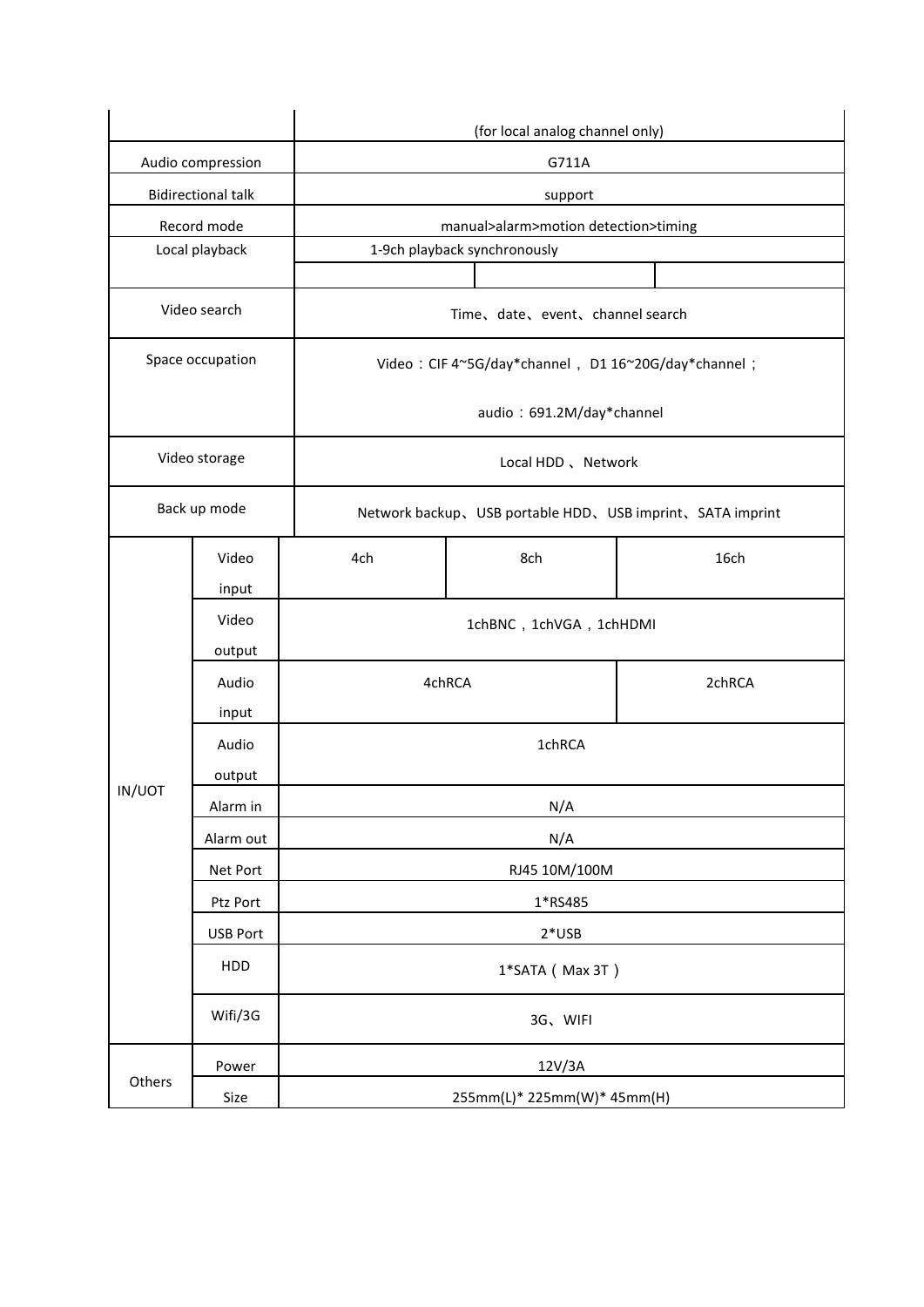| | | | | |
|---|---|---|---|---|
| | | (for local analog channel only) | | |
| Audio compression | | G711A | | |
| Bidirectional talk | | support | | |
| Record mode | | manual>alarm>motion detection>timing | | |
| Local playback | | 1-9ch playback synchronously | | |
| | | | | |
| Video search | | Time、date、event、channel search | | |
| Space occupation | | Video：CIF 4~5G/day*channel， D1 16~20G/day*channel；<br>audio：691.2M/day*channel | | |
| Video storage | | Local HDD 、Network | | |
| Back up mode | | Network backup、USB portable HDD、USB imprint、SATA imprint | | |
| IN/UOT | Video input | 4ch | 8ch | 16ch |
| | Video output | 1chBNC，1chVGA，1chHDMI | | |
| | Audio input | 4chRCA | | 2chRCA |
| | Audio output | 1chRCA | | |
| | Alarm in | N/A | | |
| | Alarm out | N/A | | |
| | Net Port | RJ45 10M/100M | | |
| | Ptz Port | 1*RS485 | | |
| | USB Port | 2*USB | | |
| | HDD | 1*SATA（ Max 3T ） | | |
| | Wifi/3G | 3G、WIFI | | |
| Others | Power | 12V/3A | | |
| | Size | 255mm(L)* 225mm(W)* 45mm(H) | | |